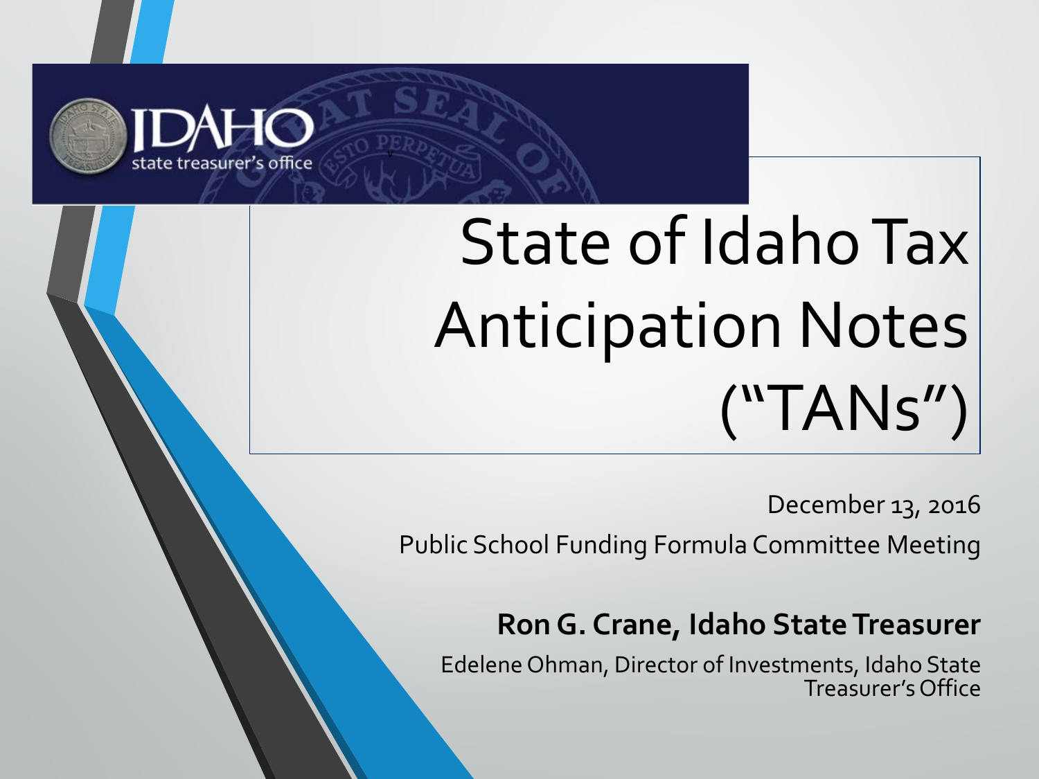IDAHO state treasurer's office

# State of Idaho Tax Anticipation Notes ("TANs")

December 13, 2016

Public School Funding Formula Committee Meeting

**Ron G. Crane, Idaho State Treasurer**

Edelene Ohman, Director of Investments, Idaho State Treasurer's Office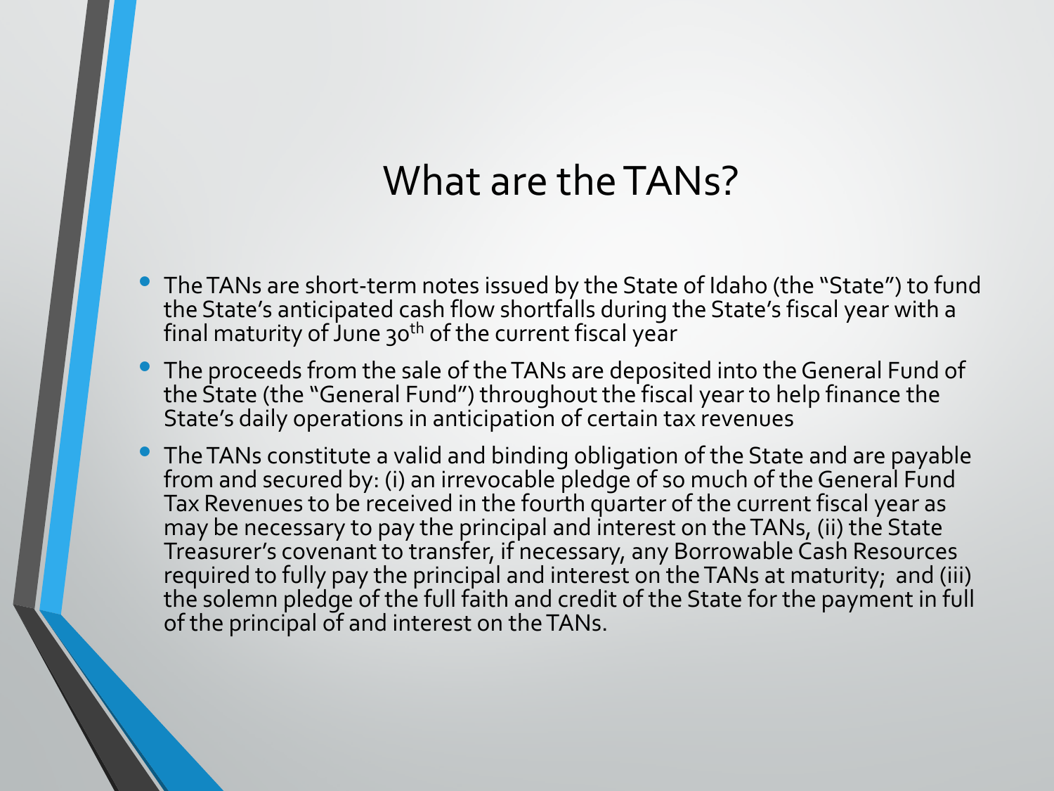# What are the TANs?

- The TANs are short-term notes issued by the State of Idaho (the "State") to fund the State's anticipated cash flow shortfalls during the State's fiscal year with a final maturity of June 30th of the current fiscal year
- The proceeds from the sale of the TANs are deposited into the General Fund of the State (the "General Fund") throughout the fiscal year to help finance the State's daily operations in anticipation of certain tax revenues
- The TANs constitute a valid and binding obligation of the State and are payable from and secured by: (i) an irrevocable pledge of so much of the General Fund Tax Revenues to be received in the fourth quarter of the current fiscal year as may be necessary to pay the principal and interest on the TANs, (ii) the State Treasurer's covenant to transfer, if necessary, any Borrowable Cash Resources required to fully pay the principal and interest on the TANs at maturity; and (iii) the solemn pledge of the full faith and credit of the State for the payment in full of the principal of and interest on the TANs.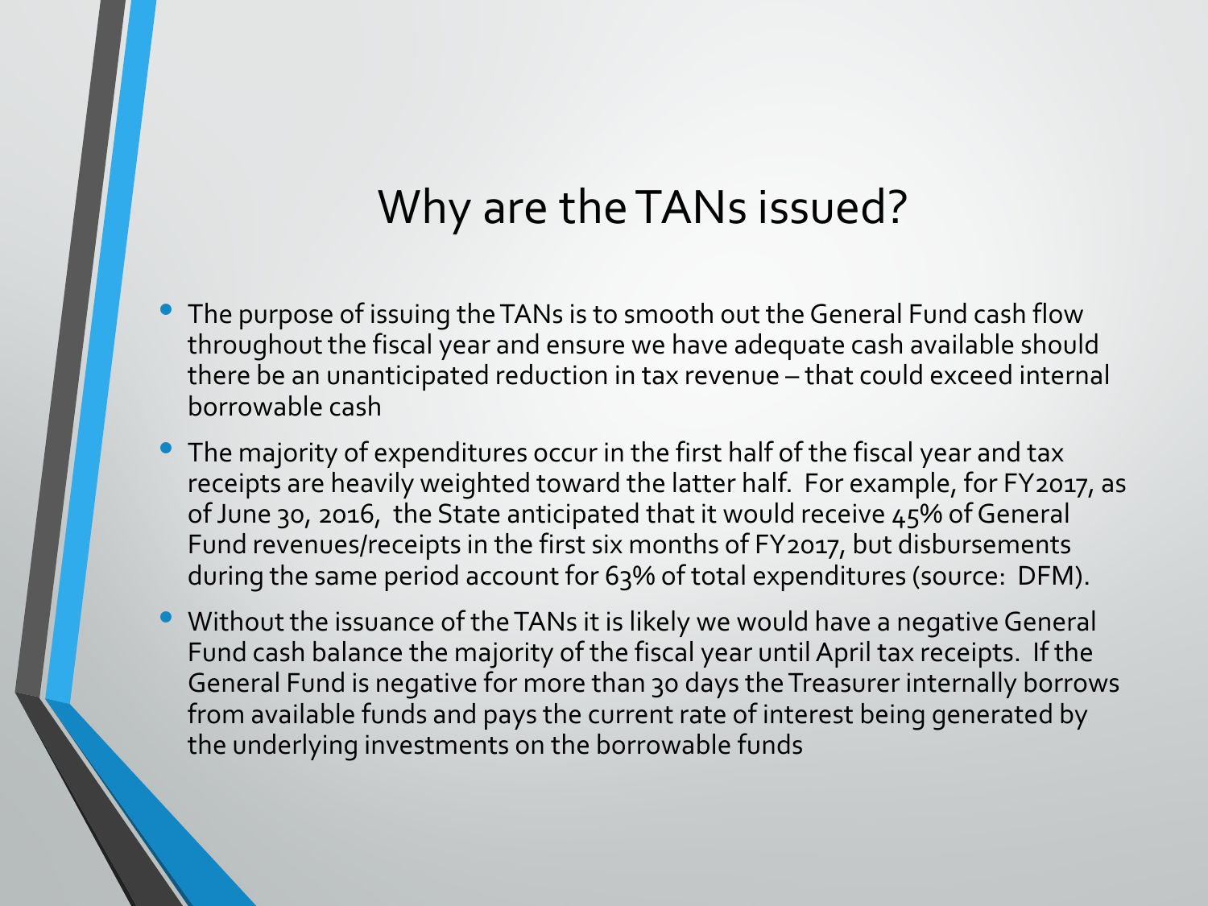# Why are the TANs issued?

- The purpose of issuing the TANs is to smooth out the General Fund cash flow throughout the fiscal year and ensure we have adequate cash available should there be an unanticipated reduction in tax revenue – that could exceed internal borrowable cash
- The majority of expenditures occur in the first half of the fiscal year and tax receipts are heavily weighted toward the latter half. For example, for FY2017, as of June 30, 2016, the State anticipated that it would receive 45% of General Fund revenues/receipts in the first six months of FY2017, but disbursements during the same period account for 63% of total expenditures (source: DFM).
- Without the issuance of the TANs it is likely we would have a negative General Fund cash balance the majority of the fiscal year until April tax receipts. If the General Fund is negative for more than 30 days the Treasurer internally borrows from available funds and pays the current rate of interest being generated by the underlying investments on the borrowable funds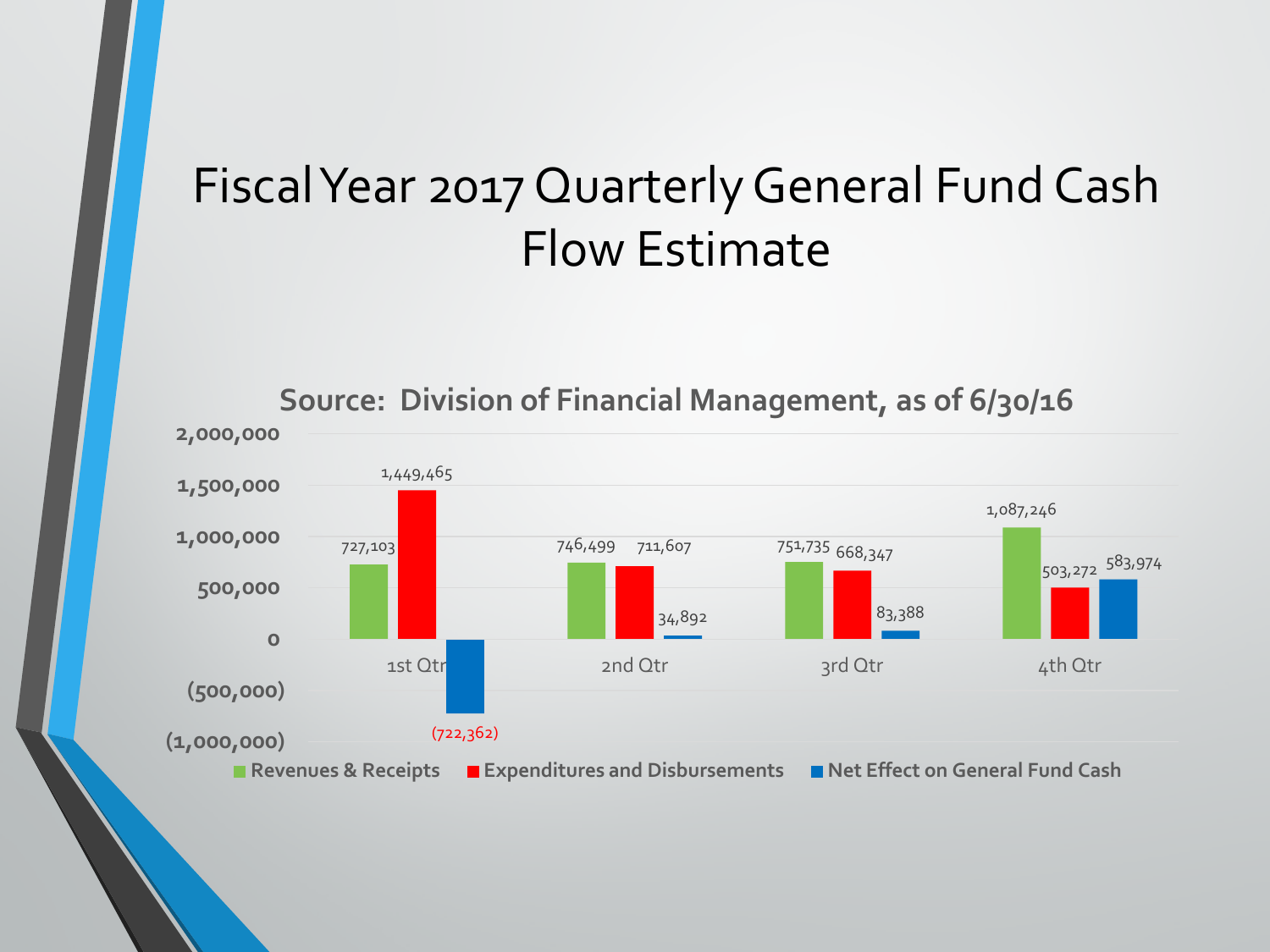# Fiscal Year 2017 Quarterly General Fund Cash Flow Estimate

**Source: Division of Financial Management, as of 6/30/16**

| | 1st Qtr | 2nd Qtr | 3rd Qtr | 4th Qtr |
|---|---|---|---|---|
| Revenues & Receipts | 727,103 | 746,499 | 751,735 | 1,087,246 |
| Expenditures and Disbursements | 1,449,465 | 711,607 | 668,347 | 503,272 |
| Net Effect on General Fund Cash | (722,362) | 34,892 | 83,388 | 583,974 |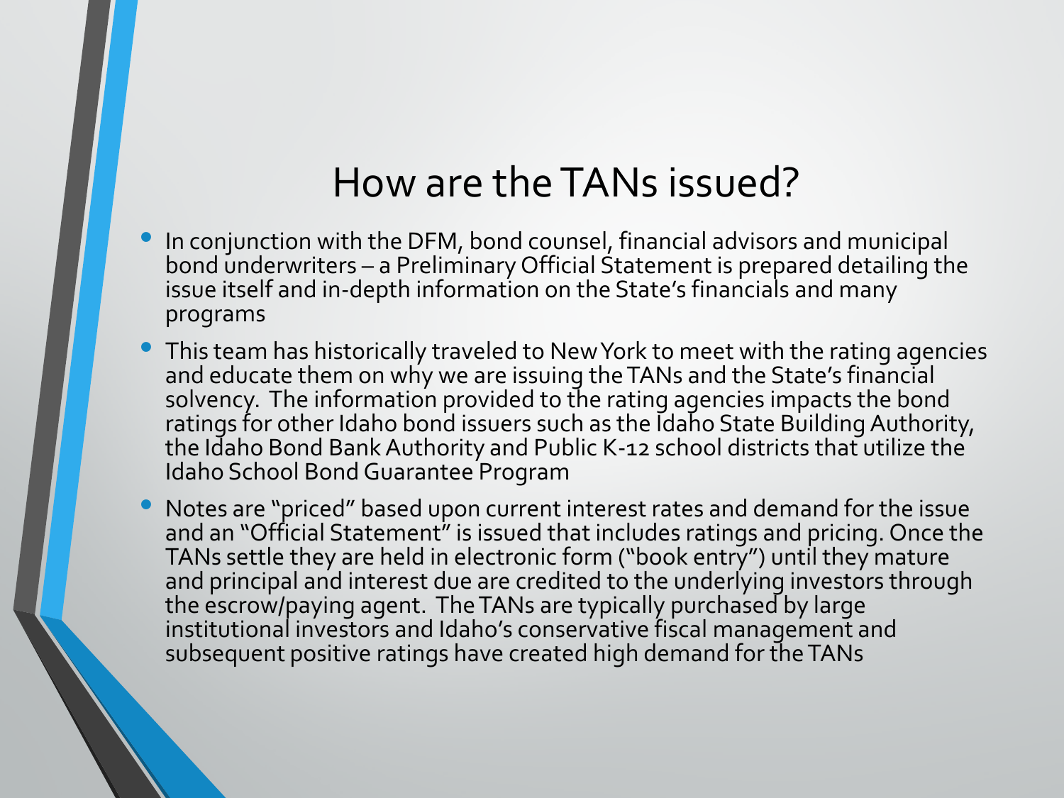# How are the TANs issued?

- In conjunction with the DFM, bond counsel, financial advisors and municipal bond underwriters – a Preliminary Official Statement is prepared detailing the issue itself and in-depth information on the State's financials and many programs
- This team has historically traveled to New York to meet with the rating agencies and educate them on why we are issuing the TANs and the State's financial solvency. The information provided to the rating agencies impacts the bond ratings for other Idaho bond issuers such as the Idaho State Building Authority, the Idaho Bond Bank Authority and Public K-12 school districts that utilize the Idaho School Bond Guarantee Program
- Notes are "priced" based upon current interest rates and demand for the issue and an "Official Statement" is issued that includes ratings and pricing. Once the TANs settle they are held in electronic form ("book entry") until they mature and principal and interest due are credited to the underlying investors through the escrow/paying agent. The TANs are typically purchased by large institutional investors and Idaho's conservative fiscal management and subsequent positive ratings have created high demand for the TANs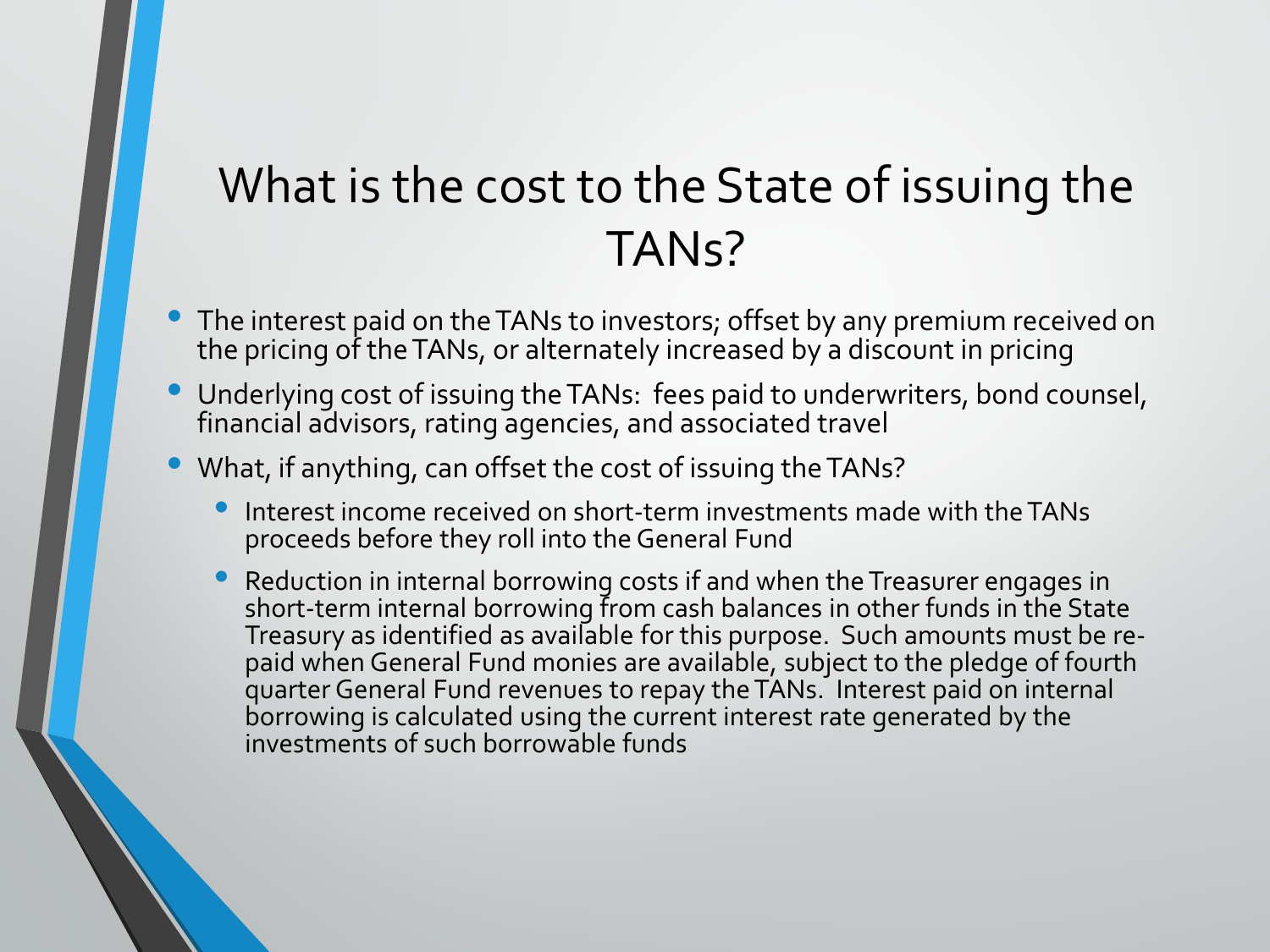# What is the cost to the State of issuing the TANs?

- The interest paid on the TANs to investors; offset by any premium received on the pricing of the TANs, or alternately increased by a discount in pricing
- Underlying cost of issuing the TANs: fees paid to underwriters, bond counsel, financial advisors, rating agencies, and associated travel
- What, if anything, can offset the cost of issuing the TANs?
  - Interest income received on short-term investments made with the TANs proceeds before they roll into the General Fund
  - Reduction in internal borrowing costs if and when the Treasurer engages in short-term internal borrowing from cash balances in other funds in the State Treasury as identified as available for this purpose. Such amounts must be re-paid when General Fund monies are available, subject to the pledge of fourth quarter General Fund revenues to repay the TANs. Interest paid on internal borrowing is calculated using the current interest rate generated by the investments of such borrowable funds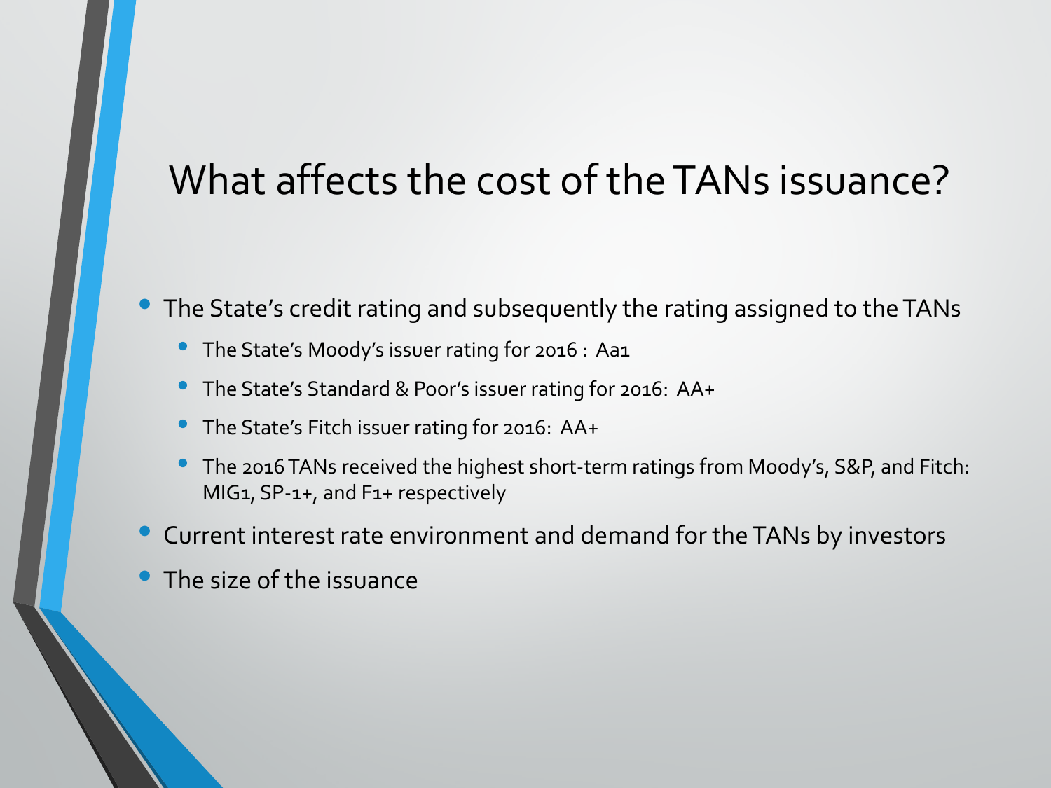# What affects the cost of the TANs issuance?

- The State's credit rating and subsequently the rating assigned to the TANs
  - The State's Moody's issuer rating for 2016 : Aa1
  - The State's Standard & Poor's issuer rating for 2016: AA+
  - The State's Fitch issuer rating for 2016: AA+
  - The 2016 TANs received the highest short-term ratings from Moody's, S&P, and Fitch: MIG1, SP-1+, and F1+ respectively
- Current interest rate environment and demand for the TANs by investors
- The size of the issuance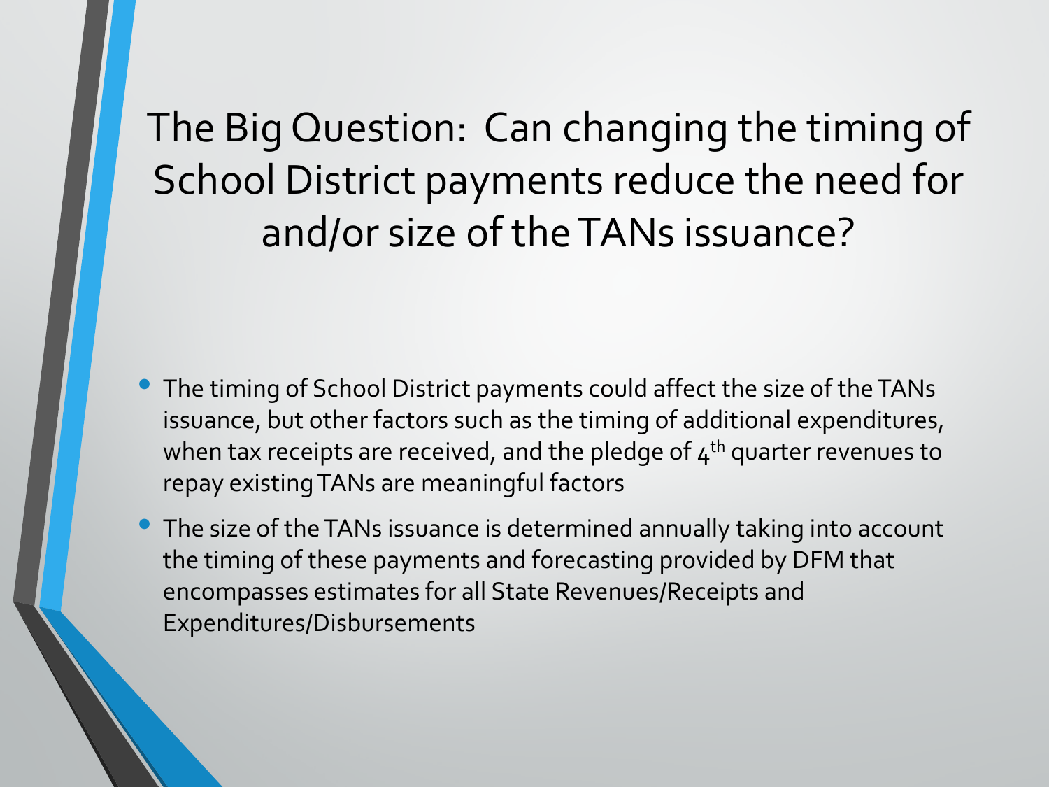# The Big Question: Can changing the timing of School District payments reduce the need for and/or size of the TANs issuance?

- The timing of School District payments could affect the size of the TANs issuance, but other factors such as the timing of additional expenditures, when tax receipts are received, and the pledge of 4th quarter revenues to repay existing TANs are meaningful factors
- The size of the TANs issuance is determined annually taking into account the timing of these payments and forecasting provided by DFM that encompasses estimates for all State Revenues/Receipts and Expenditures/Disbursements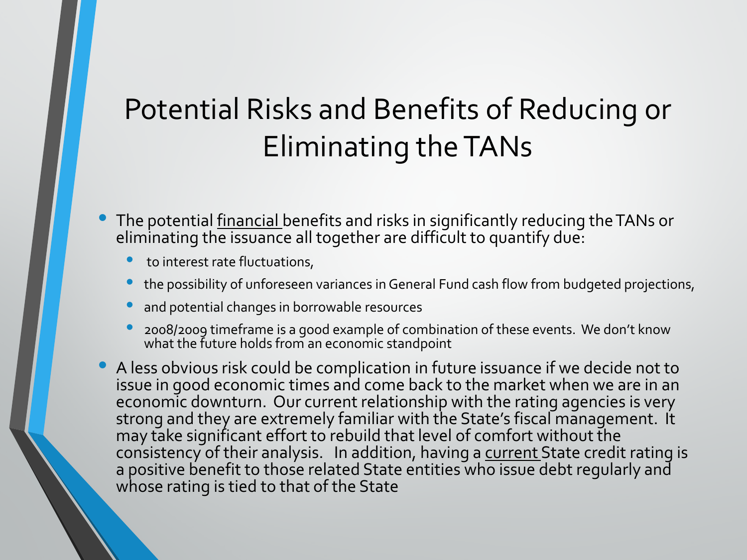# Potential Risks and Benefits of Reducing or Eliminating the TANs

- The potential <u>financial</u> benefits and risks in significantly reducing the TANs or eliminating the issuance all together are difficult to quantify due:
  - to interest rate fluctuations,
  - the possibility of unforeseen variances in General Fund cash flow from budgeted projections,
  - and potential changes in borrowable resources
  - 2008/2009 timeframe is a good example of combination of these events. We don't know what the future holds from an economic standpoint
- A less obvious risk could be complication in future issuance if we decide not to issue in good economic times and come back to the market when we are in an economic downturn. Our current relationship with the rating agencies is very strong and they are extremely familiar with the State's fiscal management. It may take significant effort to rebuild that level of comfort without the consistency of their analysis. In addition, having a <u>current</u> State credit rating is a positive benefit to those related State entities who issue debt regularly and whose rating is tied to that of the State